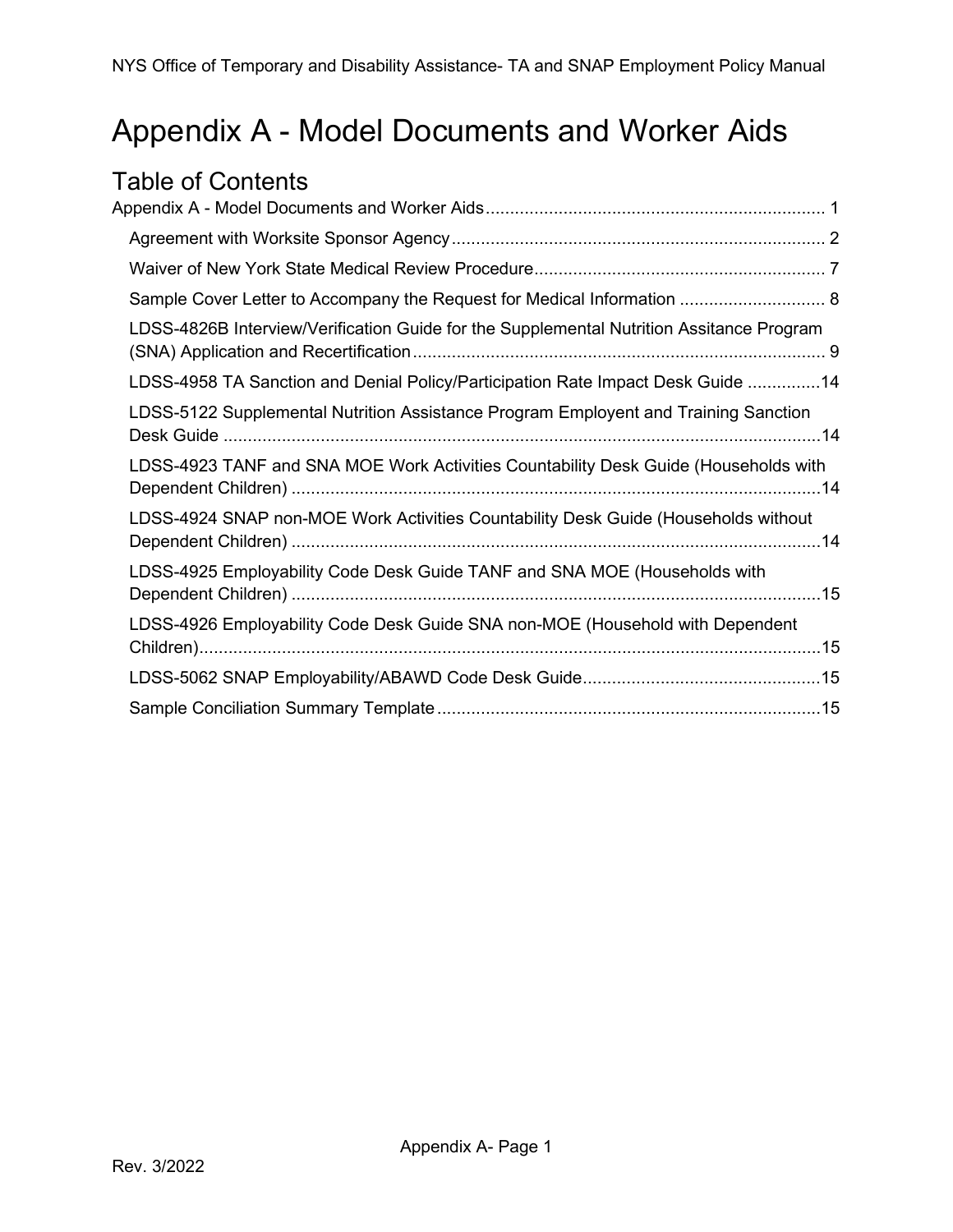# Appendix A - Model Documents and Worker Aids

## Table of Contents

Appendix A - Model Documents and Worker Aids ..................................................................... 1

- Agreement with Worksite Sponsor Agency ............................................................................ 2
- Waiver of New York State Medical Review Procedure ........................................................... 7
- Sample Cover Letter to Accompany the Request for Medical Information .............................. 8
- LDSS-4826B Interview/Verification Guide for the Supplemental Nutrition Assitance Program (SNA) Application and Recertification ..................................................................................... 9
- LDSS-4958 TA Sanction and Denial Policy/Participation Rate Impact Desk Guide ...............14
- LDSS-5122 Supplemental Nutrition Assistance Program Employent and Training Sanction Desk Guide ..........................................................................................................................14
- LDSS-4923 TANF and SNA MOE Work Activities Countability Desk Guide (Households with Dependent Children) ............................................................................................................14
- LDSS-4924 SNAP non-MOE Work Activities Countability Desk Guide (Households without Dependent Children) ............................................................................................................14
- LDSS-4925 Employability Code Desk Guide TANF and SNA MOE (Households with Dependent Children) ............................................................................................................15
- LDSS-4926 Employability Code Desk Guide SNA non-MOE (Household with Dependent Children)...............................................................................................................................15
- LDSS-5062 SNAP Employability/ABAWD Code Desk Guide................................................15
- Sample Conciliation Summary Template ..............................................................................15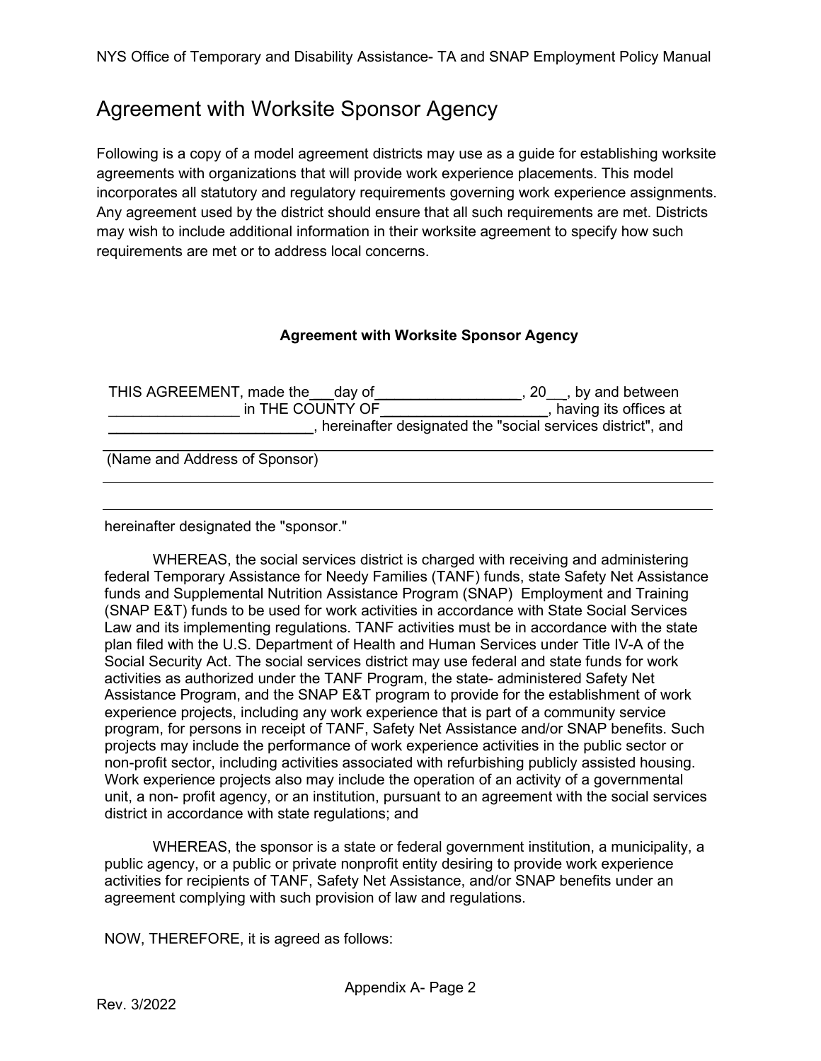# Agreement with Worksite Sponsor Agency

Following is a copy of a model agreement districts may use as a guide for establishing worksite agreements with organizations that will provide work experience placements. This model incorporates all statutory and regulatory requirements governing work experience assignments. Any agreement used by the district should ensure that all such requirements are met. Districts may wish to include additional information in their worksite agreement to specify how such requirements are met or to address local concerns.

**Agreement with Worksite Sponsor Agency**

THIS AGREEMENT, made the___day of__________________, 20__, by and between ________________ in THE COUNTY OF____________________, having its offices at ________________________, hereinafter designated the "social services district", and

______________________________________________________________

(Name and Address of Sponsor)

______________________________________________________________

______________________________________________________________

hereinafter designated the "sponsor."

WHEREAS, the social services district is charged with receiving and administering federal Temporary Assistance for Needy Families (TANF) funds, state Safety Net Assistance funds and Supplemental Nutrition Assistance Program (SNAP) Employment and Training (SNAP E&T) funds to be used for work activities in accordance with State Social Services Law and its implementing regulations. TANF activities must be in accordance with the state plan filed with the U.S. Department of Health and Human Services under Title IV-A of the Social Security Act. The social services district may use federal and state funds for work activities as authorized under the TANF Program, the state- administered Safety Net Assistance Program, and the SNAP E&T program to provide for the establishment of work experience projects, including any work experience that is part of a community service program, for persons in receipt of TANF, Safety Net Assistance and/or SNAP benefits. Such projects may include the performance of work experience activities in the public sector or non-profit sector, including activities associated with refurbishing publicly assisted housing. Work experience projects also may include the operation of an activity of a governmental unit, a non- profit agency, or an institution, pursuant to an agreement with the social services district in accordance with state regulations; and

WHEREAS, the sponsor is a state or federal government institution, a municipality, a public agency, or a public or private nonprofit entity desiring to provide work experience activities for recipients of TANF, Safety Net Assistance, and/or SNAP benefits under an agreement complying with such provision of law and regulations.

NOW, THEREFORE, it is agreed as follows: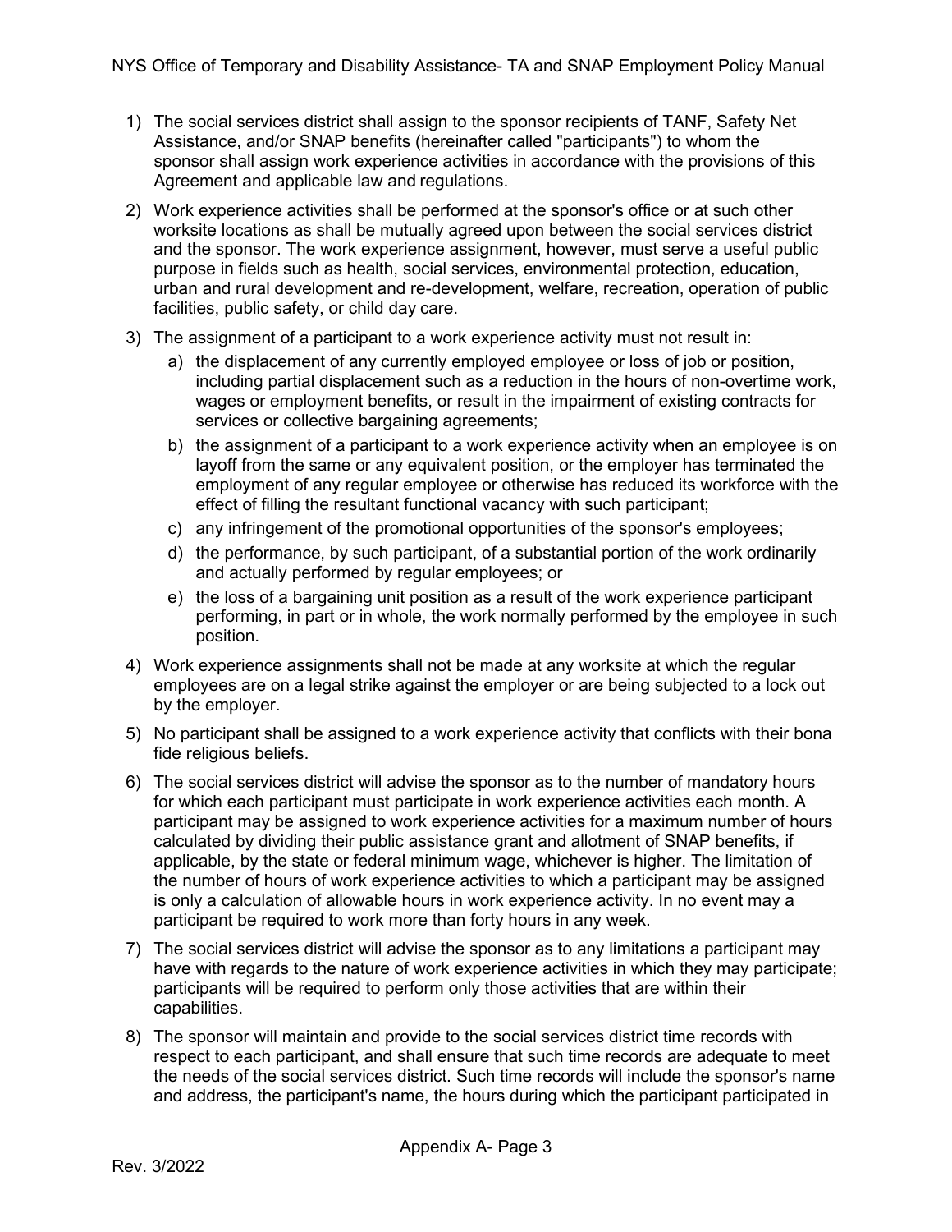1) The social services district shall assign to the sponsor recipients of TANF, Safety Net Assistance, and/or SNAP benefits (hereinafter called "participants") to whom the sponsor shall assign work experience activities in accordance with the provisions of this Agreement and applicable law and regulations.

2) Work experience activities shall be performed at the sponsor's office or at such other worksite locations as shall be mutually agreed upon between the social services district and the sponsor. The work experience assignment, however, must serve a useful public purpose in fields such as health, social services, environmental protection, education, urban and rural development and re-development, welfare, recreation, operation of public facilities, public safety, or child day care.

3) The assignment of a participant to a work experience activity must not result in:
   a) the displacement of any currently employed employee or loss of job or position, including partial displacement such as a reduction in the hours of non-overtime work, wages or employment benefits, or result in the impairment of existing contracts for services or collective bargaining agreements;
   b) the assignment of a participant to a work experience activity when an employee is on layoff from the same or any equivalent position, or the employer has terminated the employment of any regular employee or otherwise has reduced its workforce with the effect of filling the resultant functional vacancy with such participant;
   c) any infringement of the promotional opportunities of the sponsor's employees;
   d) the performance, by such participant, of a substantial portion of the work ordinarily and actually performed by regular employees; or
   e) the loss of a bargaining unit position as a result of the work experience participant performing, in part or in whole, the work normally performed by the employee in such position.

4) Work experience assignments shall not be made at any worksite at which the regular employees are on a legal strike against the employer or are being subjected to a lock out by the employer.

5) No participant shall be assigned to a work experience activity that conflicts with their bona fide religious beliefs.

6) The social services district will advise the sponsor as to the number of mandatory hours for which each participant must participate in work experience activities each month. A participant may be assigned to work experience activities for a maximum number of hours calculated by dividing their public assistance grant and allotment of SNAP benefits, if applicable, by the state or federal minimum wage, whichever is higher. The limitation of the number of hours of work experience activities to which a participant may be assigned is only a calculation of allowable hours in work experience activity. In no event may a participant be required to work more than forty hours in any week.

7) The social services district will advise the sponsor as to any limitations a participant may have with regards to the nature of work experience activities in which they may participate; participants will be required to perform only those activities that are within their capabilities.

8) The sponsor will maintain and provide to the social services district time records with respect to each participant, and shall ensure that such time records are adequate to meet the needs of the social services district. Such time records will include the sponsor's name and address, the participant's name, the hours during which the participant participated in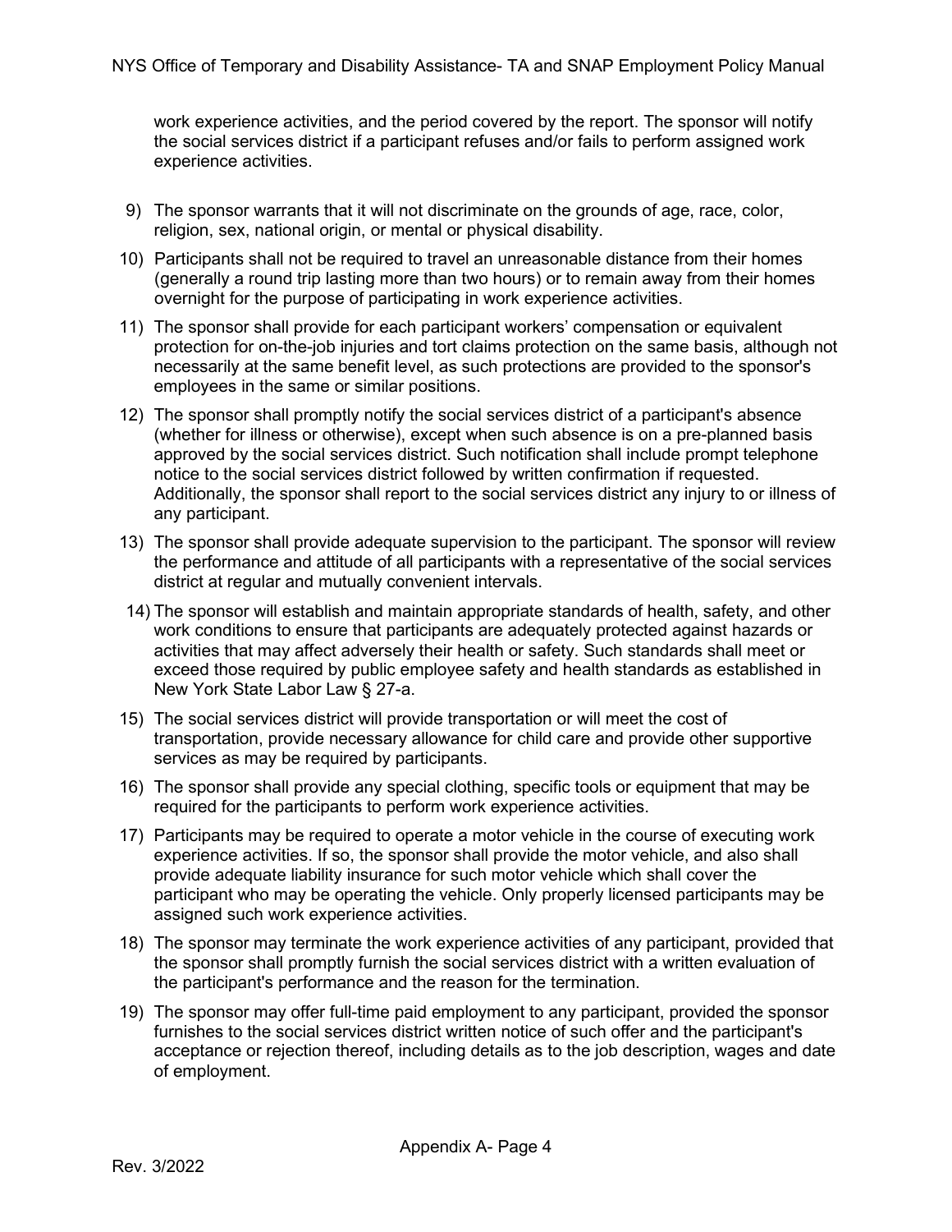work experience activities, and the period covered by the report. The sponsor will notify the social services district if a participant refuses and/or fails to perform assigned work experience activities.

9) The sponsor warrants that it will not discriminate on the grounds of age, race, color, religion, sex, national origin, or mental or physical disability.
10) Participants shall not be required to travel an unreasonable distance from their homes (generally a round trip lasting more than two hours) or to remain away from their homes overnight for the purpose of participating in work experience activities.
11) The sponsor shall provide for each participant workers' compensation or equivalent protection for on-the-job injuries and tort claims protection on the same basis, although not necessarily at the same benefit level, as such protections are provided to the sponsor's employees in the same or similar positions.
12) The sponsor shall promptly notify the social services district of a participant's absence (whether for illness or otherwise), except when such absence is on a pre-planned basis approved by the social services district. Such notification shall include prompt telephone notice to the social services district followed by written confirmation if requested. Additionally, the sponsor shall report to the social services district any injury to or illness of any participant.
13) The sponsor shall provide adequate supervision to the participant. The sponsor will review the performance and attitude of all participants with a representative of the social services district at regular and mutually convenient intervals.
14) The sponsor will establish and maintain appropriate standards of health, safety, and other work conditions to ensure that participants are adequately protected against hazards or activities that may affect adversely their health or safety. Such standards shall meet or exceed those required by public employee safety and health standards as established in New York State Labor Law § 27-a.
15) The social services district will provide transportation or will meet the cost of transportation, provide necessary allowance for child care and provide other supportive services as may be required by participants.
16) The sponsor shall provide any special clothing, specific tools or equipment that may be required for the participants to perform work experience activities.
17) Participants may be required to operate a motor vehicle in the course of executing work experience activities. If so, the sponsor shall provide the motor vehicle, and also shall provide adequate liability insurance for such motor vehicle which shall cover the participant who may be operating the vehicle. Only properly licensed participants may be assigned such work experience activities.
18) The sponsor may terminate the work experience activities of any participant, provided that the sponsor shall promptly furnish the social services district with a written evaluation of the participant's performance and the reason for the termination.
19) The sponsor may offer full-time paid employment to any participant, provided the sponsor furnishes to the social services district written notice of such offer and the participant's acceptance or rejection thereof, including details as to the job description, wages and date of employment.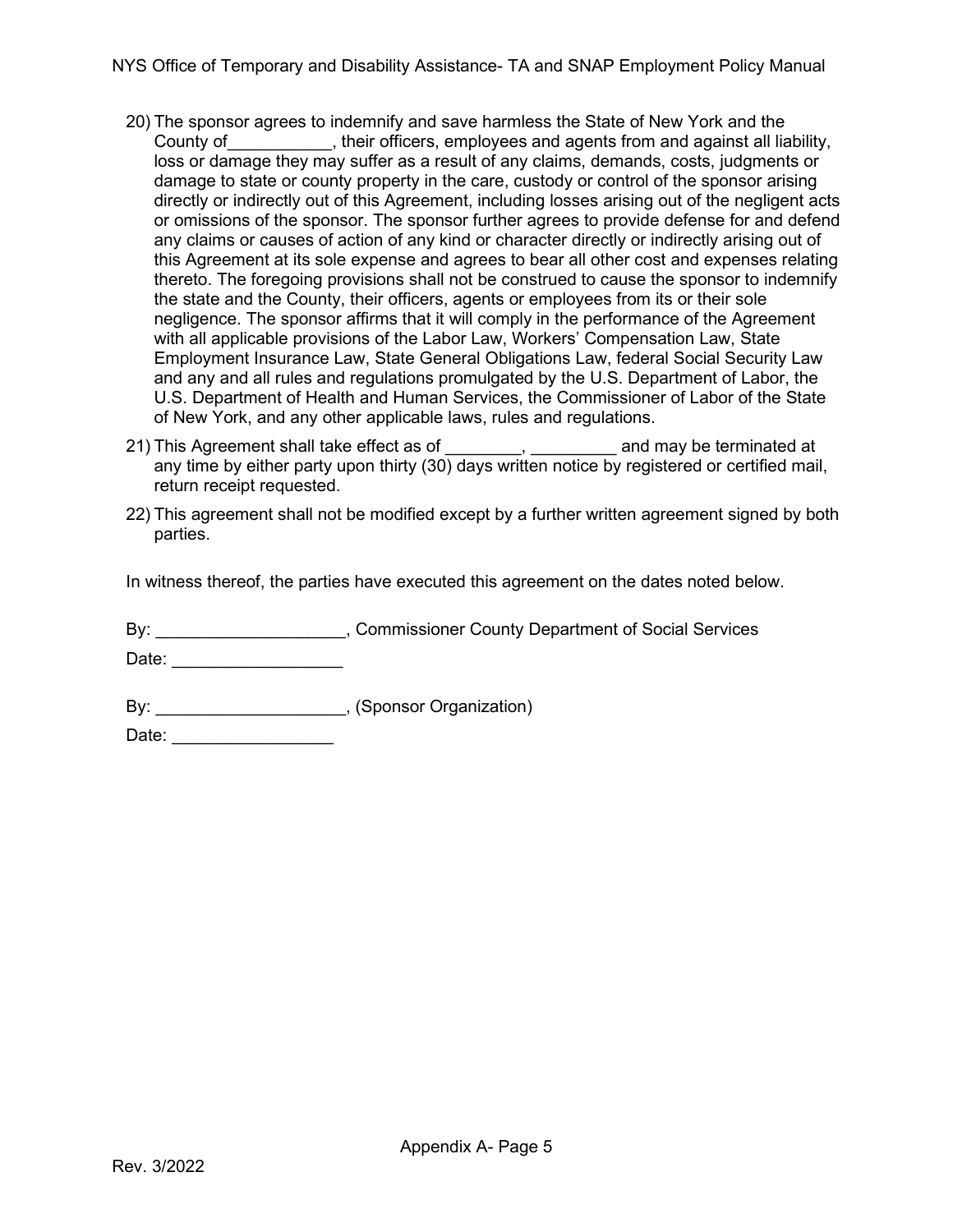20) The sponsor agrees to indemnify and save harmless the State of New York and the County of___________, their officers, employees and agents from and against all liability, loss or damage they may suffer as a result of any claims, demands, costs, judgments or damage to state or county property in the care, custody or control of the sponsor arising directly or indirectly out of this Agreement, including losses arising out of the negligent acts or omissions of the sponsor. The sponsor further agrees to provide defense for and defend any claims or causes of action of any kind or character directly or indirectly arising out of this Agreement at its sole expense and agrees to bear all other cost and expenses relating thereto. The foregoing provisions shall not be construed to cause the sponsor to indemnify the state and the County, their officers, agents or employees from its or their sole negligence. The sponsor affirms that it will comply in the performance of the Agreement with all applicable provisions of the Labor Law, Workers' Compensation Law, State Employment Insurance Law, State General Obligations Law, federal Social Security Law and any and all rules and regulations promulgated by the U.S. Department of Labor, the U.S. Department of Health and Human Services, the Commissioner of Labor of the State of New York, and any other applicable laws, rules and regulations.

21) This Agreement shall take effect as of ________, _________ and may be terminated at any time by either party upon thirty (30) days written notice by registered or certified mail, return receipt requested.

22) This agreement shall not be modified except by a further written agreement signed by both parties.

In witness thereof, the parties have executed this agreement on the dates noted below.

By: ____________________, Commissioner County Department of Social Services

Date: __________________

By: ____________________, (Sponsor Organization)

Date: _________________

Rev. 3/2022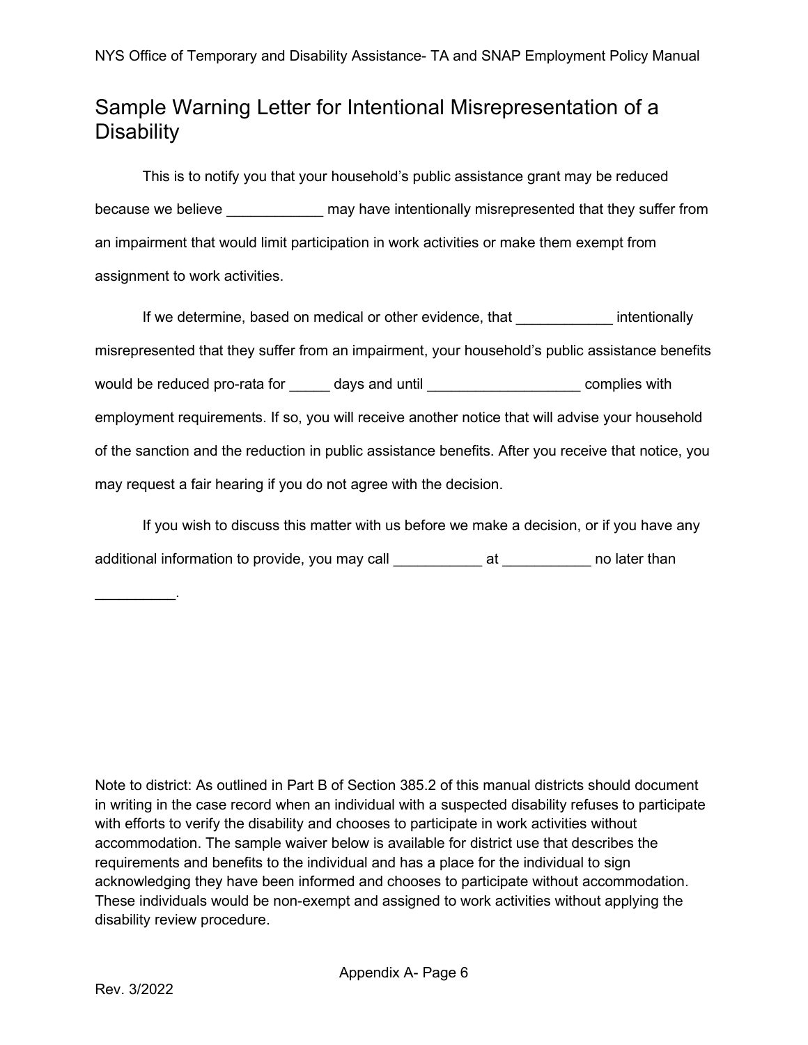## Sample Warning Letter for Intentional Misrepresentation of a Disability

This is to notify you that your household's public assistance grant may be reduced because we believe ____________ may have intentionally misrepresented that they suffer from an impairment that would limit participation in work activities or make them exempt from assignment to work activities.

If we determine, based on medical or other evidence, that ____________ intentionally misrepresented that they suffer from an impairment, your household's public assistance benefits would be reduced pro-rata for _____ days and until ___________________ complies with employment requirements. If so, you will receive another notice that will advise your household of the sanction and the reduction in public assistance benefits. After you receive that notice, you may request a fair hearing if you do not agree with the decision.

If you wish to discuss this matter with us before we make a decision, or if you have any additional information to provide, you may call ___________ at ___________ no later than __________.

Note to district: As outlined in Part B of Section 385.2 of this manual districts should document in writing in the case record when an individual with a suspected disability refuses to participate with efforts to verify the disability and chooses to participate in work activities without accommodation. The sample waiver below is available for district use that describes the requirements and benefits to the individual and has a place for the individual to sign acknowledging they have been informed and chooses to participate without accommodation. These individuals would be non-exempt and assigned to work activities without applying the disability review procedure.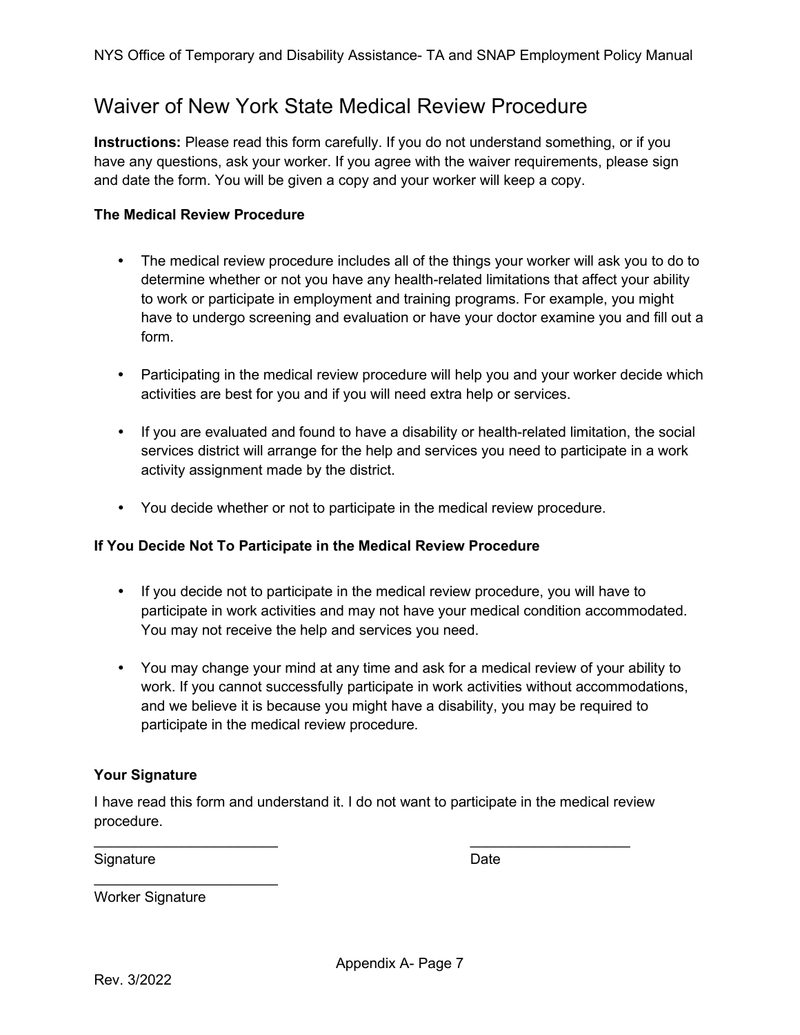# Waiver of New York State Medical Review Procedure

**Instructions:** Please read this form carefully. If you do not understand something, or if you have any questions, ask your worker. If you agree with the waiver requirements, please sign and date the form. You will be given a copy and your worker will keep a copy.

**The Medical Review Procedure**

- The medical review procedure includes all of the things your worker will ask you to do to determine whether or not you have any health-related limitations that affect your ability to work or participate in employment and training programs. For example, you might have to undergo screening and evaluation or have your doctor examine you and fill out a form.
- Participating in the medical review procedure will help you and your worker decide which activities are best for you and if you will need extra help or services.
- If you are evaluated and found to have a disability or health-related limitation, the social services district will arrange for the help and services you need to participate in a work activity assignment made by the district.
- You decide whether or not to participate in the medical review procedure.

**If You Decide Not To Participate in the Medical Review Procedure**

- If you decide not to participate in the medical review procedure, you will have to participate in work activities and may not have your medical condition accommodated. You may not receive the help and services you need.
- You may change your mind at any time and ask for a medical review of your ability to work. If you cannot successfully participate in work activities without accommodations, and we believe it is because you might have a disability, you may be required to participate in the medical review procedure.

**Your Signature**

I have read this form and understand it. I do not want to participate in the medical review procedure.

________________________ ____________________

Signature Date

________________________

Worker Signature

Rev. 3/2022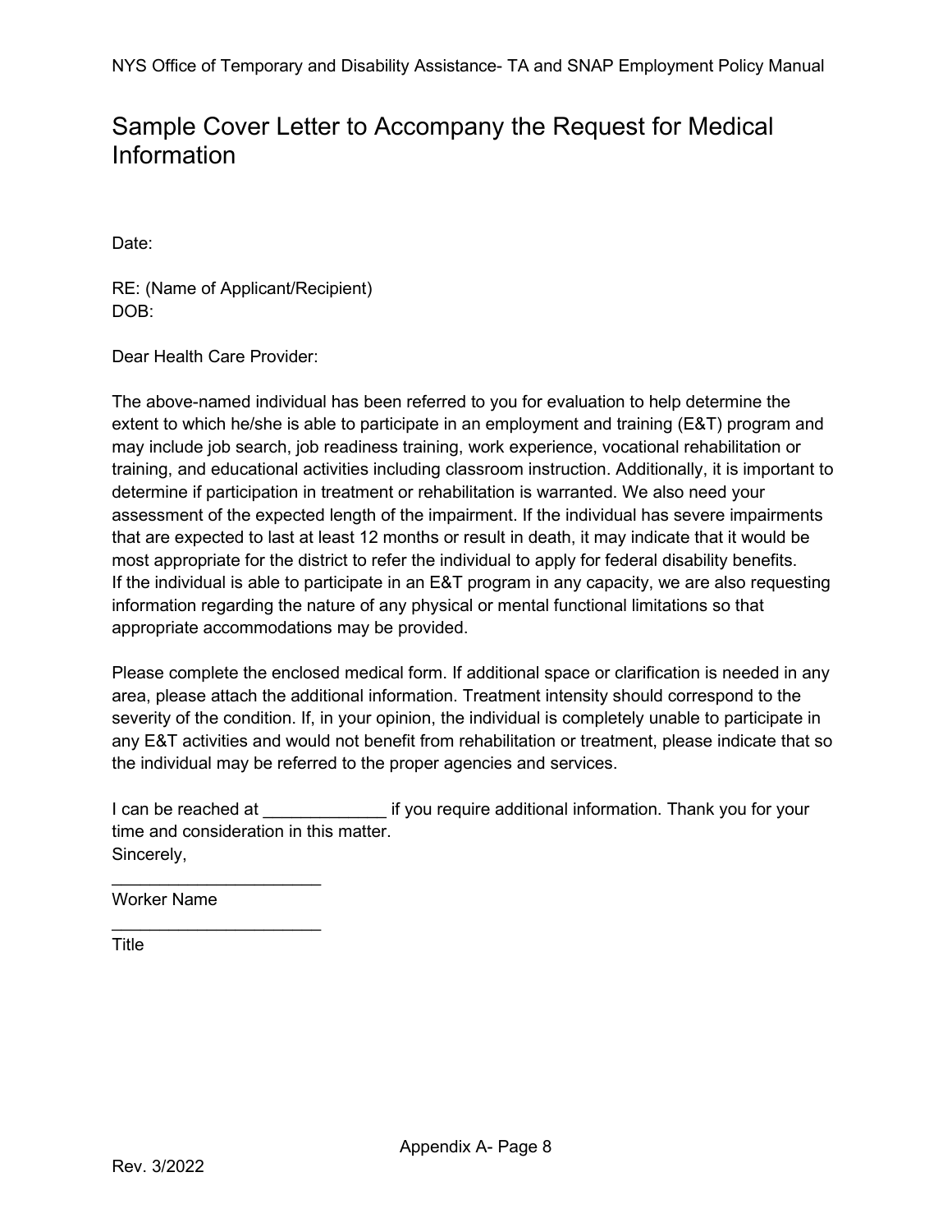# Sample Cover Letter to Accompany the Request for Medical Information

Date:

RE: (Name of Applicant/Recipient)
DOB:

Dear Health Care Provider:

The above-named individual has been referred to you for evaluation to help determine the extent to which he/she is able to participate in an employment and training (E&T) program and may include job search, job readiness training, work experience, vocational rehabilitation or training, and educational activities including classroom instruction. Additionally, it is important to determine if participation in treatment or rehabilitation is warranted. We also need your assessment of the expected length of the impairment. If the individual has severe impairments that are expected to last at least 12 months or result in death, it may indicate that it would be most appropriate for the district to refer the individual to apply for federal disability benefits. If the individual is able to participate in an E&T program in any capacity, we are also requesting information regarding the nature of any physical or mental functional limitations so that appropriate accommodations may be provided.

Please complete the enclosed medical form. If additional space or clarification is needed in any area, please attach the additional information. Treatment intensity should correspond to the severity of the condition. If, in your opinion, the individual is completely unable to participate in any E&T activities and would not benefit from rehabilitation or treatment, please indicate that so the individual may be referred to the proper agencies and services.

I can be reached at _____________ if you require additional information. Thank you for your time and consideration in this matter.
Sincerely,

______________________
Worker Name

______________________
Title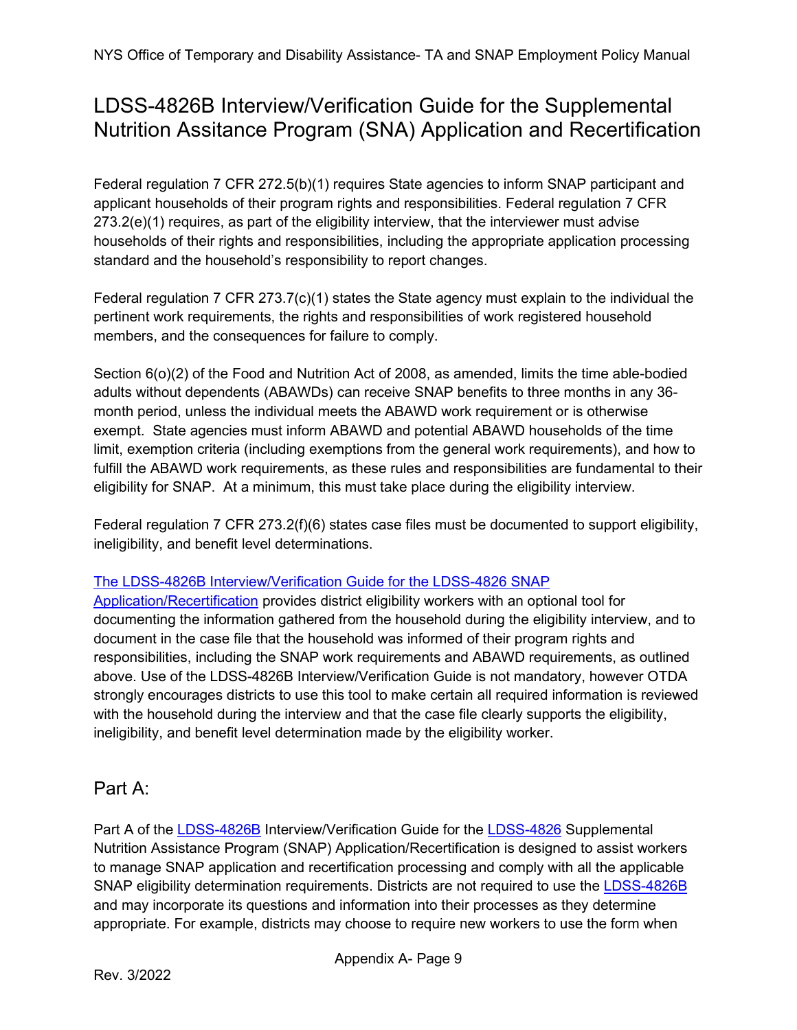# LDSS-4826B Interview/Verification Guide for the Supplemental Nutrition Assitance Program (SNA) Application and Recertification

Federal regulation 7 CFR 272.5(b)(1) requires State agencies to inform SNAP participant and applicant households of their program rights and responsibilities. Federal regulation 7 CFR 273.2(e)(1) requires, as part of the eligibility interview, that the interviewer must advise households of their rights and responsibilities, including the appropriate application processing standard and the household's responsibility to report changes.

Federal regulation 7 CFR 273.7(c)(1) states the State agency must explain to the individual the pertinent work requirements, the rights and responsibilities of work registered household members, and the consequences for failure to comply.

Section 6(o)(2) of the Food and Nutrition Act of 2008, as amended, limits the time able-bodied adults without dependents (ABAWDs) can receive SNAP benefits to three months in any 36-month period, unless the individual meets the ABAWD work requirement or is otherwise exempt. State agencies must inform ABAWD and potential ABAWD households of the time limit, exemption criteria (including exemptions from the general work requirements), and how to fulfill the ABAWD work requirements, as these rules and responsibilities are fundamental to their eligibility for SNAP. At a minimum, this must take place during the eligibility interview.

Federal regulation 7 CFR 273.2(f)(6) states case files must be documented to support eligibility, ineligibility, and benefit level determinations.

The LDSS-4826B Interview/Verification Guide for the LDSS-4826 SNAP Application/Recertification provides district eligibility workers with an optional tool for documenting the information gathered from the household during the eligibility interview, and to document in the case file that the household was informed of their program rights and responsibilities, including the SNAP work requirements and ABAWD requirements, as outlined above. Use of the LDSS-4826B Interview/Verification Guide is not mandatory, however OTDA strongly encourages districts to use this tool to make certain all required information is reviewed with the household during the interview and that the case file clearly supports the eligibility, ineligibility, and benefit level determination made by the eligibility worker.

## Part A:

Part A of the LDSS-4826B Interview/Verification Guide for the LDSS-4826 Supplemental Nutrition Assistance Program (SNAP) Application/Recertification is designed to assist workers to manage SNAP application and recertification processing and comply with all the applicable SNAP eligibility determination requirements. Districts are not required to use the LDSS-4826B and may incorporate its questions and information into their processes as they determine appropriate. For example, districts may choose to require new workers to use the form when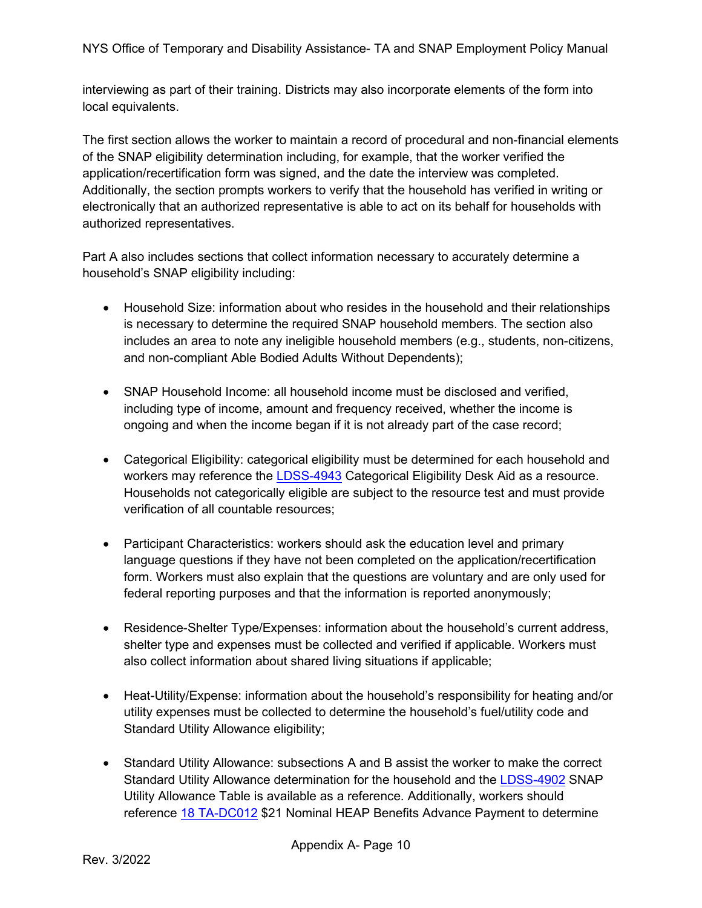interviewing as part of their training. Districts may also incorporate elements of the form into local equivalents.

The first section allows the worker to maintain a record of procedural and non-financial elements of the SNAP eligibility determination including, for example, that the worker verified the application/recertification form was signed, and the date the interview was completed. Additionally, the section prompts workers to verify that the household has verified in writing or electronically that an authorized representative is able to act on its behalf for households with authorized representatives.

Part A also includes sections that collect information necessary to accurately determine a household's SNAP eligibility including:

- Household Size: information about who resides in the household and their relationships is necessary to determine the required SNAP household members. The section also includes an area to note any ineligible household members (e.g., students, non-citizens, and non-compliant Able Bodied Adults Without Dependents);

- SNAP Household Income: all household income must be disclosed and verified, including type of income, amount and frequency received, whether the income is ongoing and when the income began if it is not already part of the case record;

- Categorical Eligibility: categorical eligibility must be determined for each household and workers may reference the LDSS-4943 Categorical Eligibility Desk Aid as a resource. Households not categorically eligible are subject to the resource test and must provide verification of all countable resources;

- Participant Characteristics: workers should ask the education level and primary language questions if they have not been completed on the application/recertification form. Workers must also explain that the questions are voluntary and are only used for federal reporting purposes and that the information is reported anonymously;

- Residence-Shelter Type/Expenses: information about the household's current address, shelter type and expenses must be collected and verified if applicable. Workers must also collect information about shared living situations if applicable;

- Heat-Utility/Expense: information about the household's responsibility for heating and/or utility expenses must be collected to determine the household's fuel/utility code and Standard Utility Allowance eligibility;

- Standard Utility Allowance: subsections A and B assist the worker to make the correct Standard Utility Allowance determination for the household and the LDSS-4902 SNAP Utility Allowance Table is available as a reference. Additionally, workers should reference 18 TA-DC012 $21 Nominal HEAP Benefits Advance Payment to determine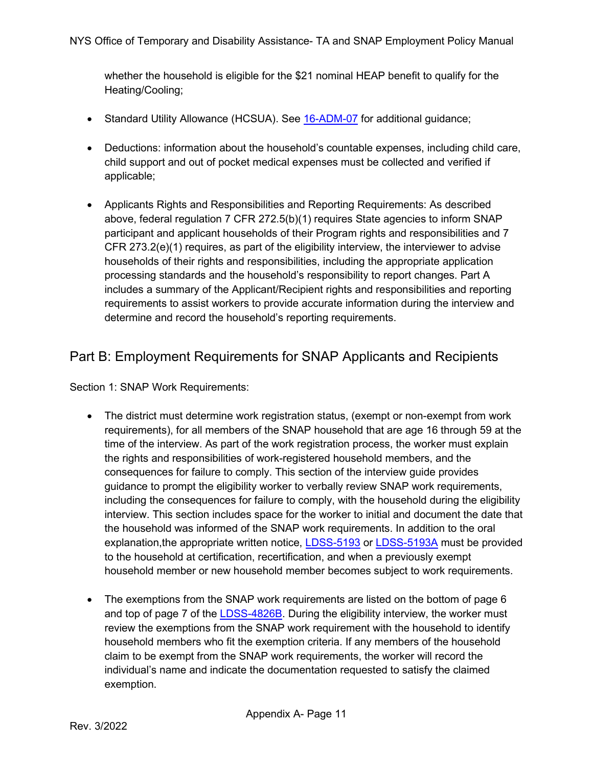whether the household is eligible for the $21 nominal HEAP benefit to qualify for the Heating/Cooling;

- Standard Utility Allowance (HCSUA). See 16-ADM-07 for additional guidance;
- Deductions: information about the household's countable expenses, including child care, child support and out of pocket medical expenses must be collected and verified if applicable;
- Applicants Rights and Responsibilities and Reporting Requirements: As described above, federal regulation 7 CFR 272.5(b)(1) requires State agencies to inform SNAP participant and applicant households of their Program rights and responsibilities and 7 CFR 273.2(e)(1) requires, as part of the eligibility interview, the interviewer to advise households of their rights and responsibilities, including the appropriate application processing standards and the household's responsibility to report changes. Part A includes a summary of the Applicant/Recipient rights and responsibilities and reporting requirements to assist workers to provide accurate information during the interview and determine and record the household's reporting requirements.

## Part B: Employment Requirements for SNAP Applicants and Recipients

Section 1: SNAP Work Requirements:

- The district must determine work registration status, (exempt or non-exempt from work requirements), for all members of the SNAP household that are age 16 through 59 at the time of the interview. As part of the work registration process, the worker must explain the rights and responsibilities of work-registered household members, and the consequences for failure to comply. This section of the interview guide provides guidance to prompt the eligibility worker to verbally review SNAP work requirements, including the consequences for failure to comply, with the household during the eligibility interview. This section includes space for the worker to initial and document the date that the household was informed of the SNAP work requirements. In addition to the oral explanation,the appropriate written notice, LDSS-5193 or LDSS-5193A must be provided to the household at certification, recertification, and when a previously exempt household member or new household member becomes subject to work requirements.
- The exemptions from the SNAP work requirements are listed on the bottom of page 6 and top of page 7 of the LDSS-4826B. During the eligibility interview, the worker must review the exemptions from the SNAP work requirement with the household to identify household members who fit the exemption criteria. If any members of the household claim to be exempt from the SNAP work requirements, the worker will record the individual's name and indicate the documentation requested to satisfy the claimed exemption.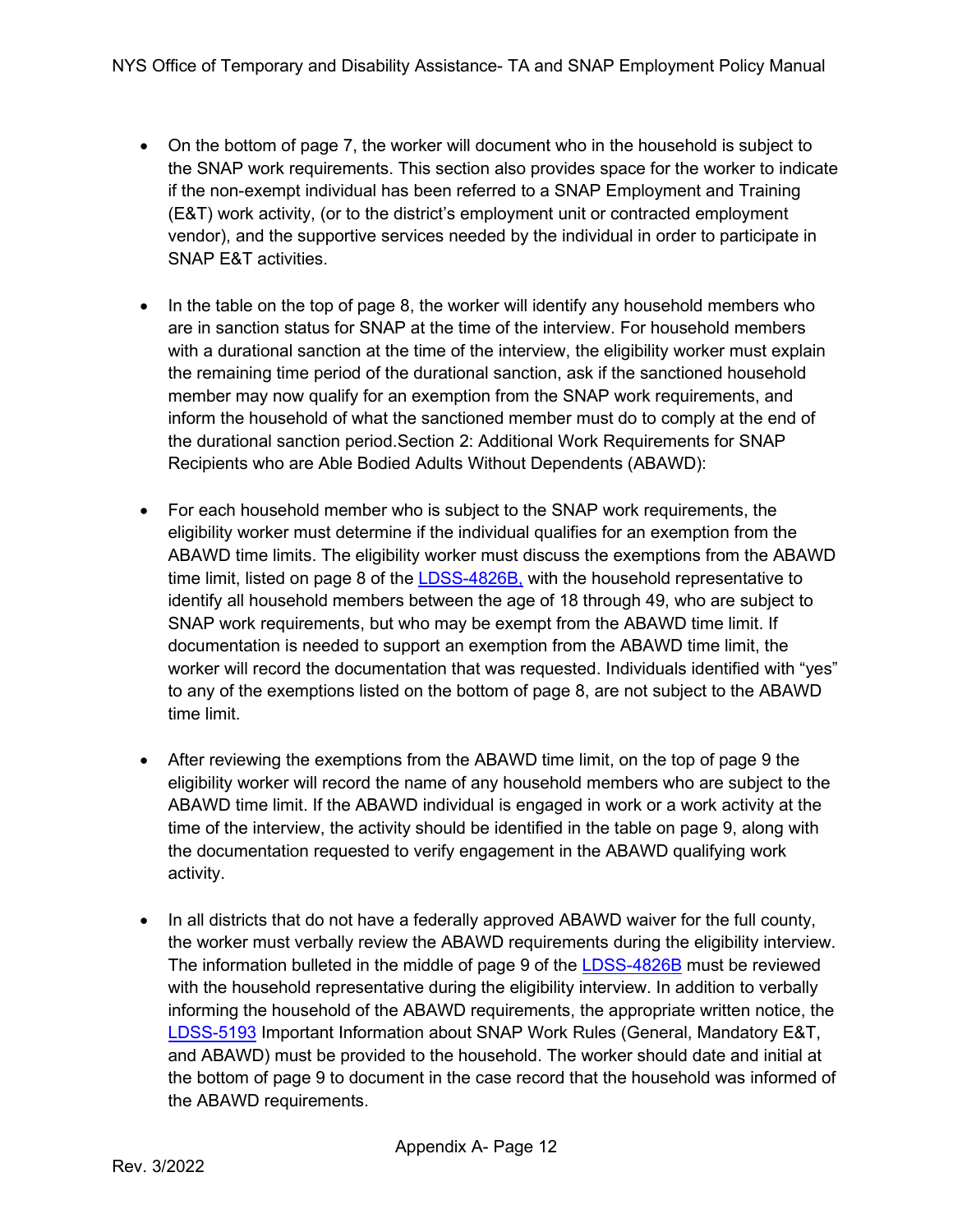- On the bottom of page 7, the worker will document who in the household is subject to the SNAP work requirements. This section also provides space for the worker to indicate if the non-exempt individual has been referred to a SNAP Employment and Training (E&T) work activity, (or to the district's employment unit or contracted employment vendor), and the supportive services needed by the individual in order to participate in SNAP E&T activities.

- In the table on the top of page 8, the worker will identify any household members who are in sanction status for SNAP at the time of the interview. For household members with a durational sanction at the time of the interview, the eligibility worker must explain the remaining time period of the durational sanction, ask if the sanctioned household member may now qualify for an exemption from the SNAP work requirements, and inform the household of what the sanctioned member must do to comply at the end of the durational sanction period.Section 2: Additional Work Requirements for SNAP Recipients who are Able Bodied Adults Without Dependents (ABAWD):

- For each household member who is subject to the SNAP work requirements, the eligibility worker must determine if the individual qualifies for an exemption from the ABAWD time limits. The eligibility worker must discuss the exemptions from the ABAWD time limit, listed on page 8 of the LDSS-4826B, with the household representative to identify all household members between the age of 18 through 49, who are subject to SNAP work requirements, but who may be exempt from the ABAWD time limit. If documentation is needed to support an exemption from the ABAWD time limit, the worker will record the documentation that was requested. Individuals identified with "yes" to any of the exemptions listed on the bottom of page 8, are not subject to the ABAWD time limit.

- After reviewing the exemptions from the ABAWD time limit, on the top of page 9 the eligibility worker will record the name of any household members who are subject to the ABAWD time limit. If the ABAWD individual is engaged in work or a work activity at the time of the interview, the activity should be identified in the table on page 9, along with the documentation requested to verify engagement in the ABAWD qualifying work activity.

- In all districts that do not have a federally approved ABAWD waiver for the full county, the worker must verbally review the ABAWD requirements during the eligibility interview. The information bulleted in the middle of page 9 of the LDSS-4826B must be reviewed with the household representative during the eligibility interview. In addition to verbally informing the household of the ABAWD requirements, the appropriate written notice, the LDSS-5193 Important Information about SNAP Work Rules (General, Mandatory E&T, and ABAWD) must be provided to the household. The worker should date and initial at the bottom of page 9 to document in the case record that the household was informed of the ABAWD requirements.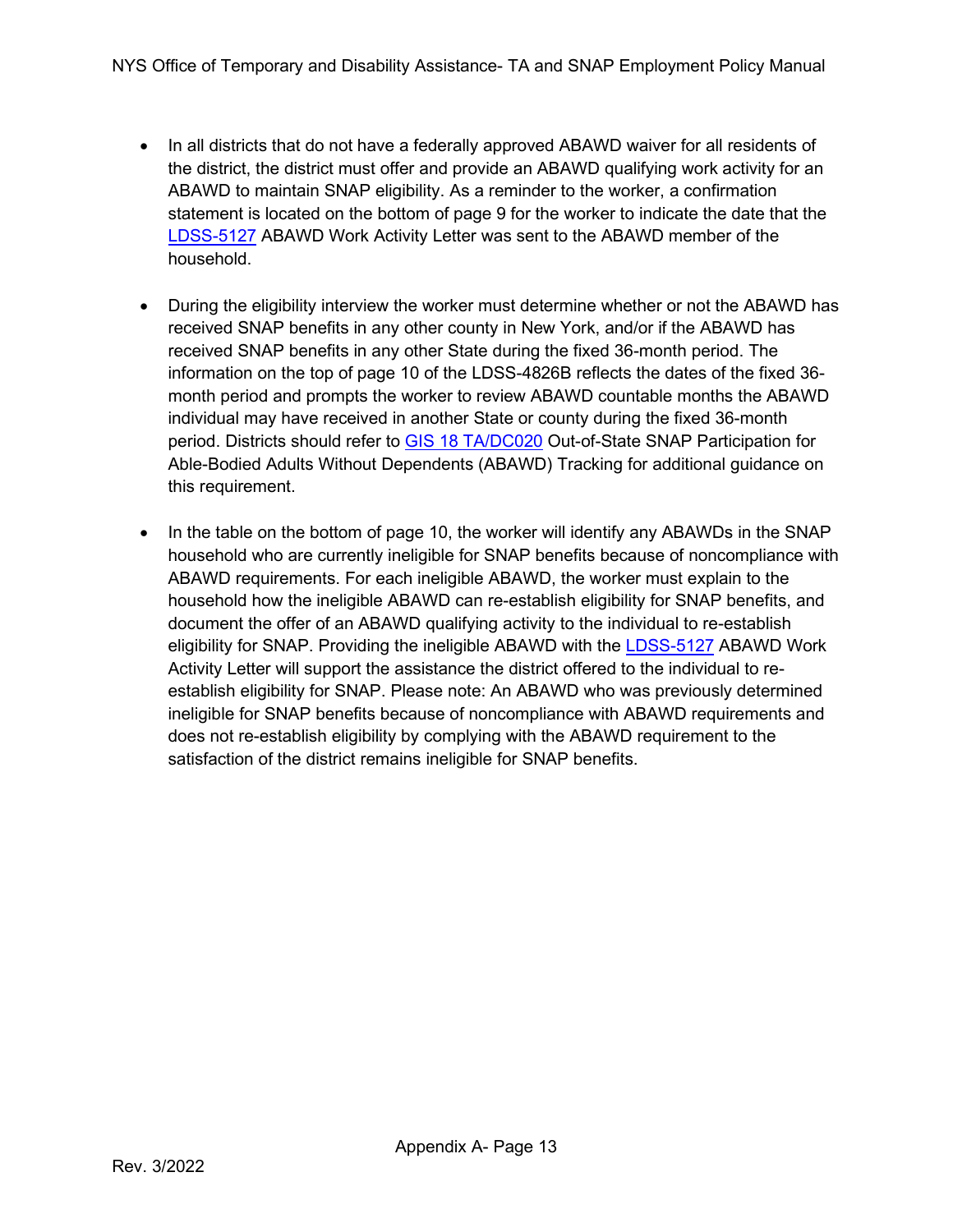- In all districts that do not have a federally approved ABAWD waiver for all residents of the district, the district must offer and provide an ABAWD qualifying work activity for an ABAWD to maintain SNAP eligibility. As a reminder to the worker, a confirmation statement is located on the bottom of page 9 for the worker to indicate the date that the LDSS-5127 ABAWD Work Activity Letter was sent to the ABAWD member of the household.

- During the eligibility interview the worker must determine whether or not the ABAWD has received SNAP benefits in any other county in New York, and/or if the ABAWD has received SNAP benefits in any other State during the fixed 36-month period. The information on the top of page 10 of the LDSS-4826B reflects the dates of the fixed 36-month period and prompts the worker to review ABAWD countable months the ABAWD individual may have received in another State or county during the fixed 36-month period. Districts should refer to GIS 18 TA/DC020 Out-of-State SNAP Participation for Able-Bodied Adults Without Dependents (ABAWD) Tracking for additional guidance on this requirement.

- In the table on the bottom of page 10, the worker will identify any ABAWDs in the SNAP household who are currently ineligible for SNAP benefits because of noncompliance with ABAWD requirements. For each ineligible ABAWD, the worker must explain to the household how the ineligible ABAWD can re-establish eligibility for SNAP benefits, and document the offer of an ABAWD qualifying activity to the individual to re-establish eligibility for SNAP. Providing the ineligible ABAWD with the LDSS-5127 ABAWD Work Activity Letter will support the assistance the district offered to the individual to re-establish eligibility for SNAP. Please note: An ABAWD who was previously determined ineligible for SNAP benefits because of noncompliance with ABAWD requirements and does not re-establish eligibility by complying with the ABAWD requirement to the satisfaction of the district remains ineligible for SNAP benefits.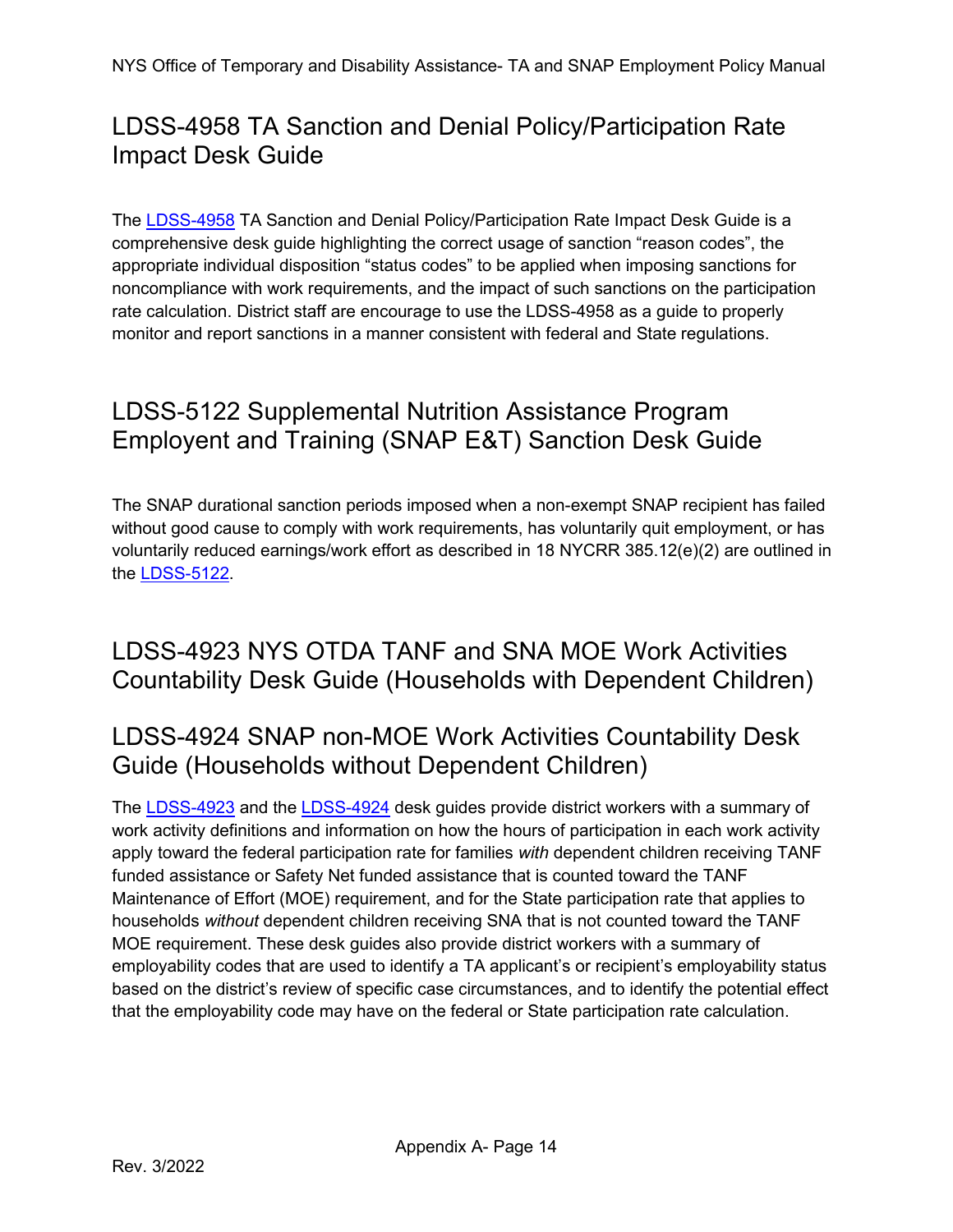## LDSS-4958 TA Sanction and Denial Policy/Participation Rate Impact Desk Guide

The LDSS-4958 TA Sanction and Denial Policy/Participation Rate Impact Desk Guide is a comprehensive desk guide highlighting the correct usage of sanction "reason codes", the appropriate individual disposition "status codes" to be applied when imposing sanctions for noncompliance with work requirements, and the impact of such sanctions on the participation rate calculation. District staff are encourage to use the LDSS-4958 as a guide to properly monitor and report sanctions in a manner consistent with federal and State regulations.

## LDSS-5122 Supplemental Nutrition Assistance Program Employent and Training (SNAP E&T) Sanction Desk Guide

The SNAP durational sanction periods imposed when a non-exempt SNAP recipient has failed without good cause to comply with work requirements, has voluntarily quit employment, or has voluntarily reduced earnings/work effort as described in 18 NYCRR 385.12(e)(2) are outlined in the LDSS-5122.

## LDSS-4923 NYS OTDA TANF and SNA MOE Work Activities Countability Desk Guide (Households with Dependent Children)

## LDSS-4924 SNAP non-MOE Work Activities Countability Desk Guide (Households without Dependent Children)

The LDSS-4923 and the LDSS-4924 desk guides provide district workers with a summary of work activity definitions and information on how the hours of participation in each work activity apply toward the federal participation rate for families *with* dependent children receiving TANF funded assistance or Safety Net funded assistance that is counted toward the TANF Maintenance of Effort (MOE) requirement, and for the State participation rate that applies to households *without* dependent children receiving SNA that is not counted toward the TANF MOE requirement. These desk guides also provide district workers with a summary of employability codes that are used to identify a TA applicant's or recipient's employability status based on the district's review of specific case circumstances, and to identify the potential effect that the employability code may have on the federal or State participation rate calculation.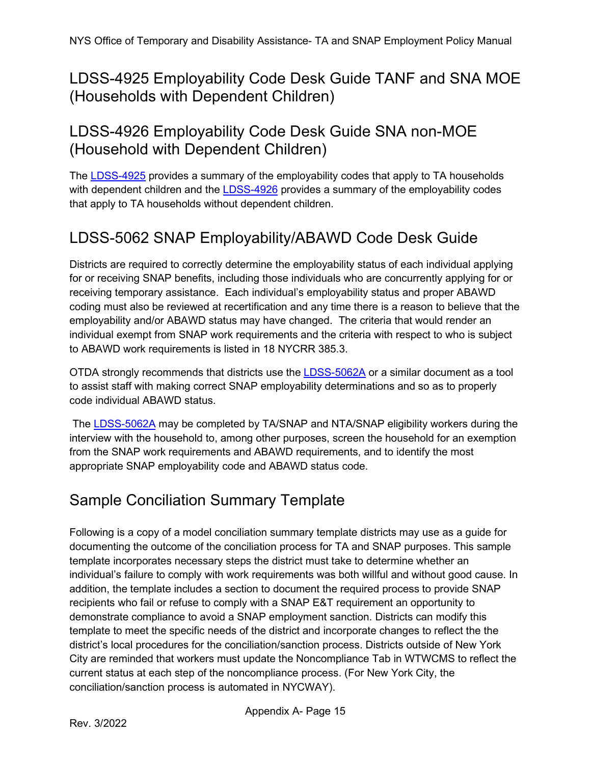## LDSS-4925 Employability Code Desk Guide TANF and SNA MOE (Households with Dependent Children)

## LDSS-4926 Employability Code Desk Guide SNA non-MOE (Household with Dependent Children)

The LDSS-4925 provides a summary of the employability codes that apply to TA households with dependent children and the LDSS-4926 provides a summary of the employability codes that apply to TA households without dependent children.

## LDSS-5062 SNAP Employability/ABAWD Code Desk Guide

Districts are required to correctly determine the employability status of each individual applying for or receiving SNAP benefits, including those individuals who are concurrently applying for or receiving temporary assistance. Each individual's employability status and proper ABAWD coding must also be reviewed at recertification and any time there is a reason to believe that the employability and/or ABAWD status may have changed. The criteria that would render an individual exempt from SNAP work requirements and the criteria with respect to who is subject to ABAWD work requirements is listed in 18 NYCRR 385.3.

OTDA strongly recommends that districts use the LDSS-5062A or a similar document as a tool to assist staff with making correct SNAP employability determinations and so as to properly code individual ABAWD status.

The LDSS-5062A may be completed by TA/SNAP and NTA/SNAP eligibility workers during the interview with the household to, among other purposes, screen the household for an exemption from the SNAP work requirements and ABAWD requirements, and to identify the most appropriate SNAP employability code and ABAWD status code.

## Sample Conciliation Summary Template

Following is a copy of a model conciliation summary template districts may use as a guide for documenting the outcome of the conciliation process for TA and SNAP purposes. This sample template incorporates necessary steps the district must take to determine whether an individual's failure to comply with work requirements was both willful and without good cause. In addition, the template includes a section to document the required process to provide SNAP recipients who fail or refuse to comply with a SNAP E&T requirement an opportunity to demonstrate compliance to avoid a SNAP employment sanction. Districts can modify this template to meet the specific needs of the district and incorporate changes to reflect the the district's local procedures for the conciliation/sanction process. Districts outside of New York City are reminded that workers must update the Noncompliance Tab in WTWCMS to reflect the current status at each step of the noncompliance process. (For New York City, the conciliation/sanction process is automated in NYCWAY).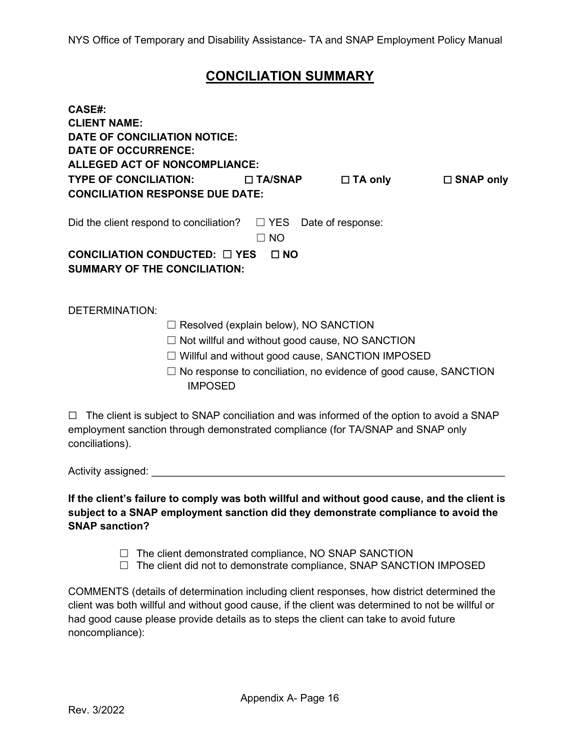# CONCILIATION SUMMARY

**CASE#:**
**CLIENT NAME:**
**DATE OF CONCILIATION NOTICE:**
**DATE OF OCCURRENCE:**
**ALLEGED ACT OF NONCOMPLIANCE:**
**TYPE OF CONCILIATION:** ☐ **TA/SNAP** ☐ **TA only** ☐ **SNAP only**
**CONCILIATION RESPONSE DUE DATE:**

Did the client respond to conciliation? ☐ YES Date of response:
☐ NO

**CONCILIATION CONDUCTED:** ☐ **YES** ☐ **NO**
**SUMMARY OF THE CONCILIATION:**

DETERMINATION:

☐ Resolved (explain below), NO SANCTION
☐ Not willful and without good cause, NO SANCTION
☐ Willful and without good cause, SANCTION IMPOSED
☐ No response to conciliation, no evidence of good cause, SANCTION IMPOSED

☐ The client is subject to SNAP conciliation and was informed of the option to avoid a SNAP employment sanction through demonstrated compliance (for TA/SNAP and SNAP only conciliations).

Activity assigned: ______________________________________________________________

**If the client's failure to comply was both willful and without good cause, and the client is subject to a SNAP employment sanction did they demonstrate compliance to avoid the SNAP sanction?**

☐ The client demonstrated compliance, NO SNAP SANCTION
☐ The client did not to demonstrate compliance, SNAP SANCTION IMPOSED

COMMENTS (details of determination including client responses, how district determined the client was both willful and without good cause, if the client was determined to not be willful or had good cause please provide details as to steps the client can take to avoid future noncompliance):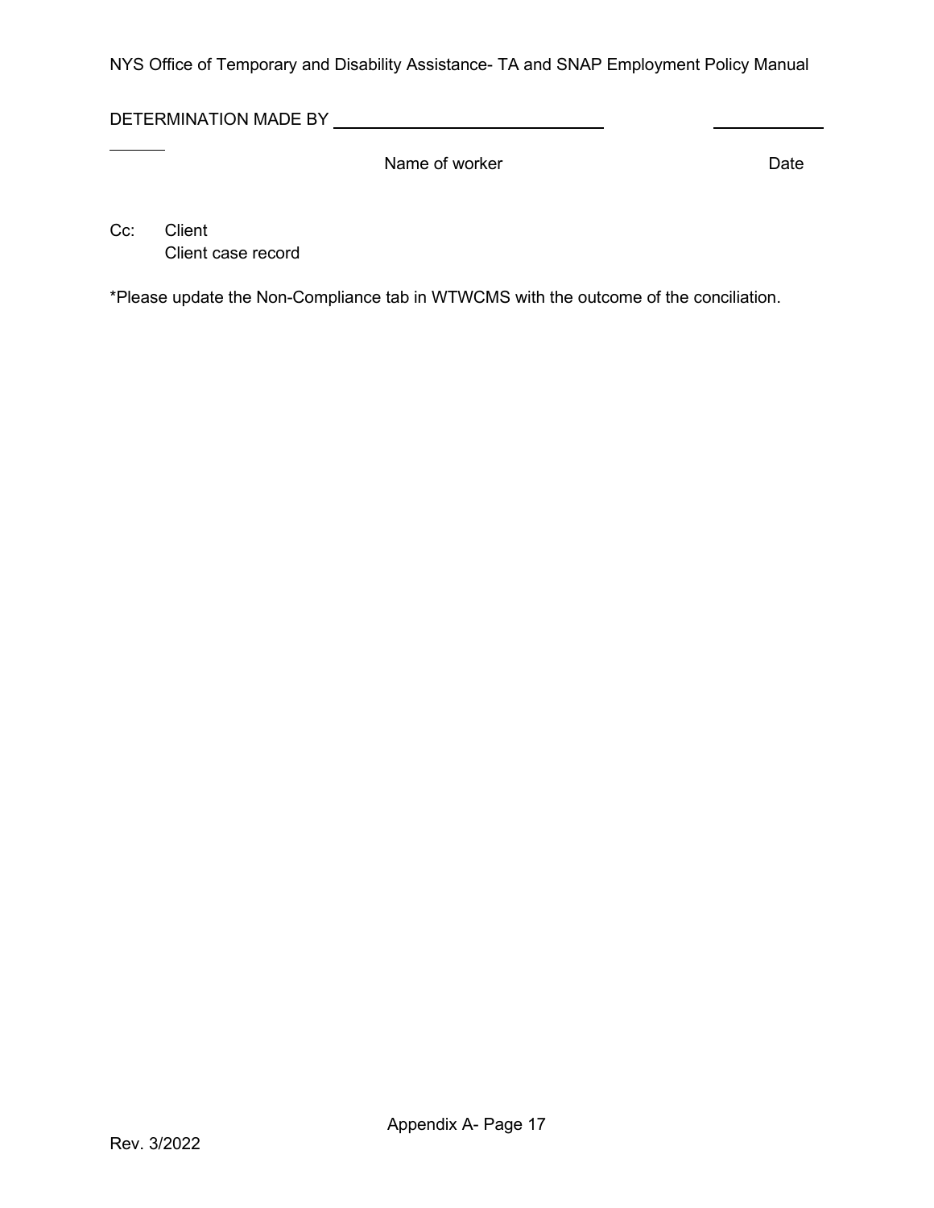DETERMINATION MADE BY ______________________________ ____________

Name of worker Date

Cc: Client
Client case record

*Please update the Non-Compliance tab in WTWCMS with the outcome of the conciliation.